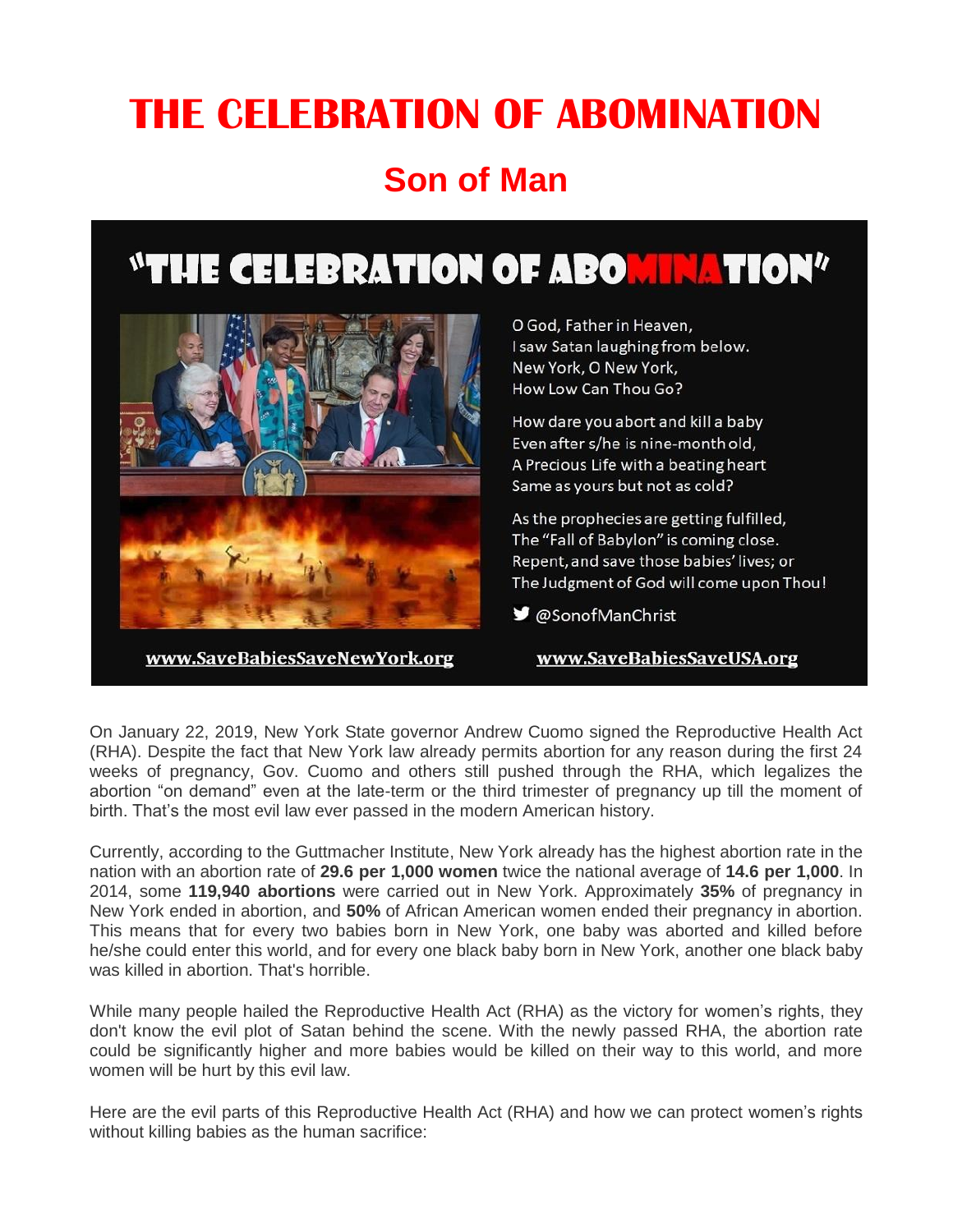# THE CELEBRATION OF ABOMINATION

## Son of Man

"THE CELEBRATION OF ABOMINATION"

O God, Father in Heaven,
I saw Satan laughing from below.
New York, O New York,
How Low Can Thou Go?

How dare you abort and kill a baby
Even after s/he is nine-month old,
A Precious Life with a beating heart
Same as yours but not as cold?

As the prophecies are getting fulfilled,
The "Fall of Babylon" is coming close.
Repent, and save those babies' lives; or
The Judgment of God will come upon Thou!

@SonofManChrist

www.SaveBabiesSaveNewYork.org

www.SaveBabiesSaveUSA.org

On January 22, 2019, New York State governor Andrew Cuomo signed the Reproductive Health Act (RHA). Despite the fact that New York law already permits abortion for any reason during the first 24 weeks of pregnancy, Gov. Cuomo and others still pushed through the RHA, which legalizes the abortion "on demand" even at the late-term or the third trimester of pregnancy up till the moment of birth. That's the most evil law ever passed in the modern American history.

Currently, according to the Guttmacher Institute, New York already has the highest abortion rate in the nation with an abortion rate of **29.6 per 1,000 women** twice the national average of **14.6 per 1,000**. In 2014, some **119,940 abortions** were carried out in New York. Approximately **35%** of pregnancy in New York ended in abortion, and **50%** of African American women ended their pregnancy in abortion. This means that for every two babies born in New York, one baby was aborted and killed before he/she could enter this world, and for every one black baby born in New York, another one black baby was killed in abortion. That's horrible.

While many people hailed the Reproductive Health Act (RHA) as the victory for women's rights, they don't know the evil plot of Satan behind the scene. With the newly passed RHA, the abortion rate could be significantly higher and more babies would be killed on their way to this world, and more women will be hurt by this evil law.

Here are the evil parts of this Reproductive Health Act (RHA) and how we can protect women's rights without killing babies as the human sacrifice: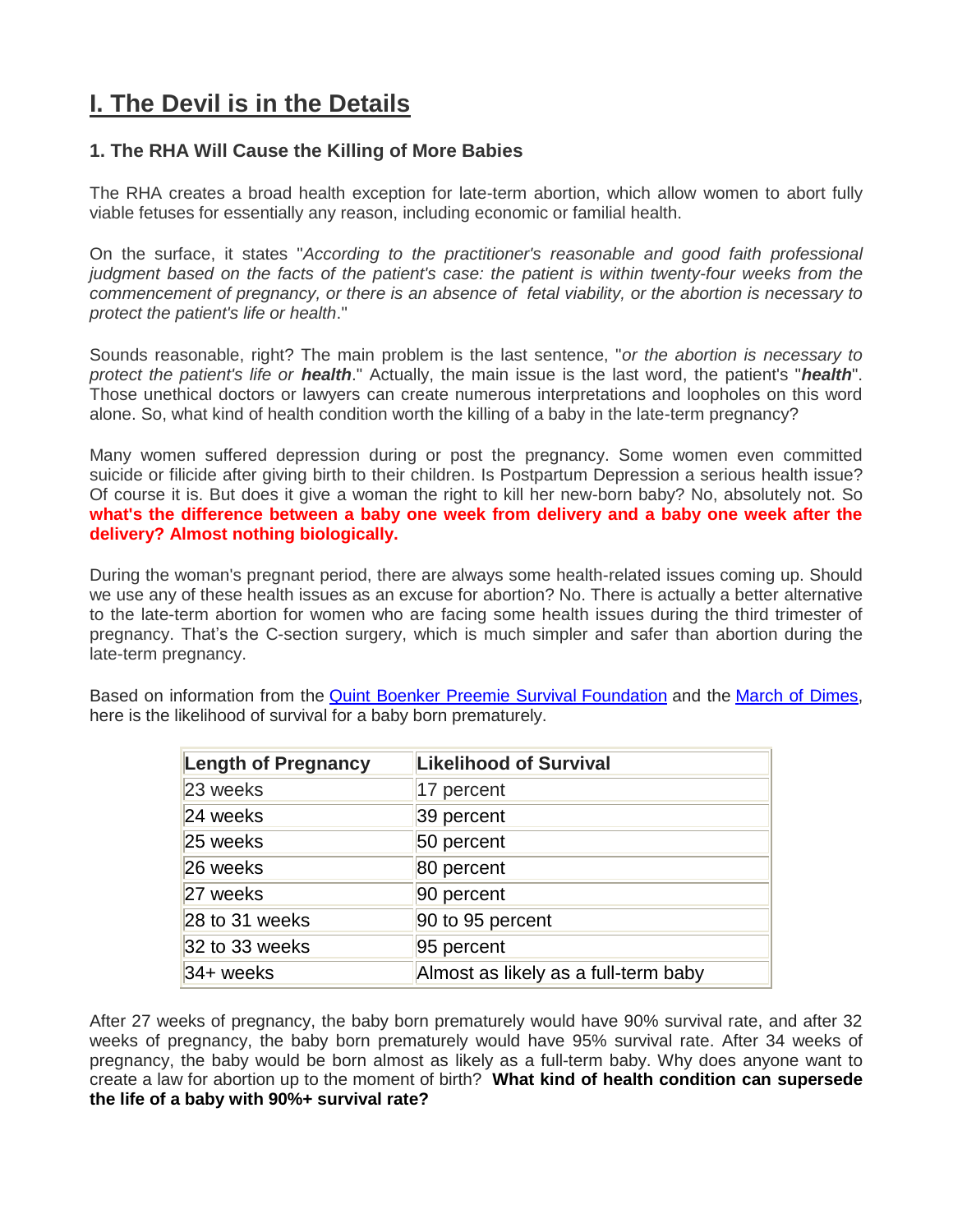# I. The Devil is in the Details

### 1. The RHA Will Cause the Killing of More Babies

The RHA creates a broad health exception for late-term abortion, which allow women to abort fully viable fetuses for essentially any reason, including economic or familial health.

On the surface, it states "*According to the practitioner's reasonable and good faith professional judgment based on the facts of the patient's case: the patient is within twenty-four weeks from the commencement of pregnancy, or there is an absence of fetal viability, or the abortion is necessary to protect the patient's life or health*."

Sounds reasonable, right? The main problem is the last sentence, "*or the abortion is necessary to protect the patient's life or* ***health***." Actually, the main issue is the last word, the patient's "***health***". Those unethical doctors or lawyers can create numerous interpretations and loopholes on this word alone. So, what kind of health condition worth the killing of a baby in the late-term pregnancy?

Many women suffered depression during or post the pregnancy. Some women even committed suicide or filicide after giving birth to their children. Is Postpartum Depression a serious health issue? Of course it is. But does it give a woman the right to kill her new-born baby? No, absolutely not. So **what's the difference between a baby one week from delivery and a baby one week after the delivery? Almost nothing biologically.**

During the woman's pregnant period, there are always some health-related issues coming up. Should we use any of these health issues as an excuse for abortion? No. There is actually a better alternative to the late-term abortion for women who are facing some health issues during the third trimester of pregnancy. That's the C-section surgery, which is much simpler and safer than abortion during the late-term pregnancy.

Based on information from the Quint Boenker Preemie Survival Foundation and the March of Dimes, here is the likelihood of survival for a baby born prematurely.

| Length of Pregnancy | Likelihood of Survival |
|---|---|
| 23 weeks | 17 percent |
| 24 weeks | 39 percent |
| 25 weeks | 50 percent |
| 26 weeks | 80 percent |
| 27 weeks | 90 percent |
| 28 to 31 weeks | 90 to 95 percent |
| 32 to 33 weeks | 95 percent |
| 34+ weeks | Almost as likely as a full-term baby |

After 27 weeks of pregnancy, the baby born prematurely would have 90% survival rate, and after 32 weeks of pregnancy, the baby born prematurely would have 95% survival rate. After 34 weeks of pregnancy, the baby would be born almost as likely as a full-term baby. Why does anyone want to create a law for abortion up to the moment of birth? **What kind of health condition can supersede the life of a baby with 90%+ survival rate?**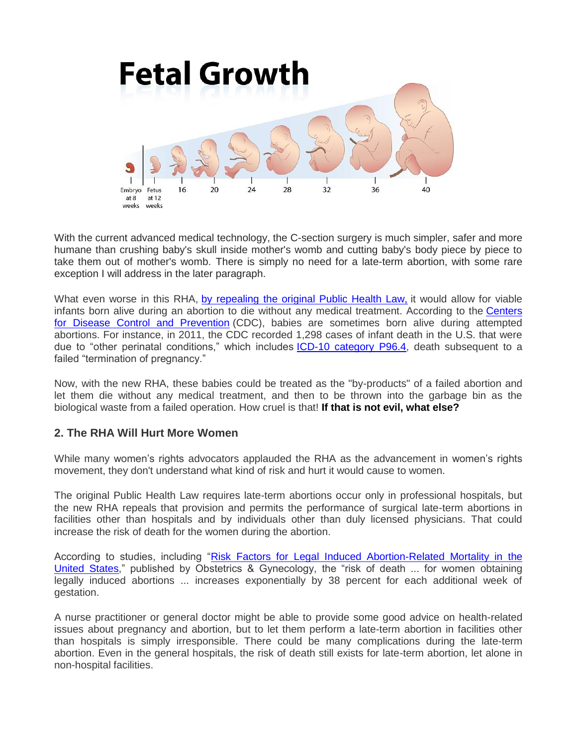With the current advanced medical technology, the C-section surgery is much simpler, safer and more humane than crushing baby's skull inside mother's womb and cutting baby's body piece by piece to take them out of mother's womb. There is simply no need for a late-term abortion, with some rare exception I will address in the later paragraph.

What even worse in this RHA, by repealing the original Public Health Law, it would allow for viable infants born alive during an abortion to die without any medical treatment. According to the Centers for Disease Control and Prevention (CDC), babies are sometimes born alive during attempted abortions. For instance, in 2011, the CDC recorded 1,298 cases of infant death in the U.S. that were due to "other perinatal conditions," which includes ICD-10 category P96.4, death subsequent to a failed "termination of pregnancy."

Now, with the new RHA, these babies could be treated as the "by-products" of a failed abortion and let them die without any medical treatment, and then to be thrown into the garbage bin as the biological waste from a failed operation. How cruel is that! **If that is not evil, what else?**

### 2. The RHA Will Hurt More Women

While many women's rights advocators applauded the RHA as the advancement in women's rights movement, they don't understand what kind of risk and hurt it would cause to women.

The original Public Health Law requires late-term abortions occur only in professional hospitals, but the new RHA repeals that provision and permits the performance of surgical late-term abortions in facilities other than hospitals and by individuals other than duly licensed physicians. That could increase the risk of death for the women during the abortion.

According to studies, including "Risk Factors for Legal Induced Abortion-Related Mortality in the United States," published by Obstetrics & Gynecology, the "risk of death ... for women obtaining legally induced abortions ... increases exponentially by 38 percent for each additional week of gestation.

A nurse practitioner or general doctor might be able to provide some good advice on health-related issues about pregnancy and abortion, but to let them perform a late-term abortion in facilities other than hospitals is simply irresponsible. There could be many complications during the late-term abortion. Even in the general hospitals, the risk of death still exists for late-term abortion, let alone in non-hospital facilities.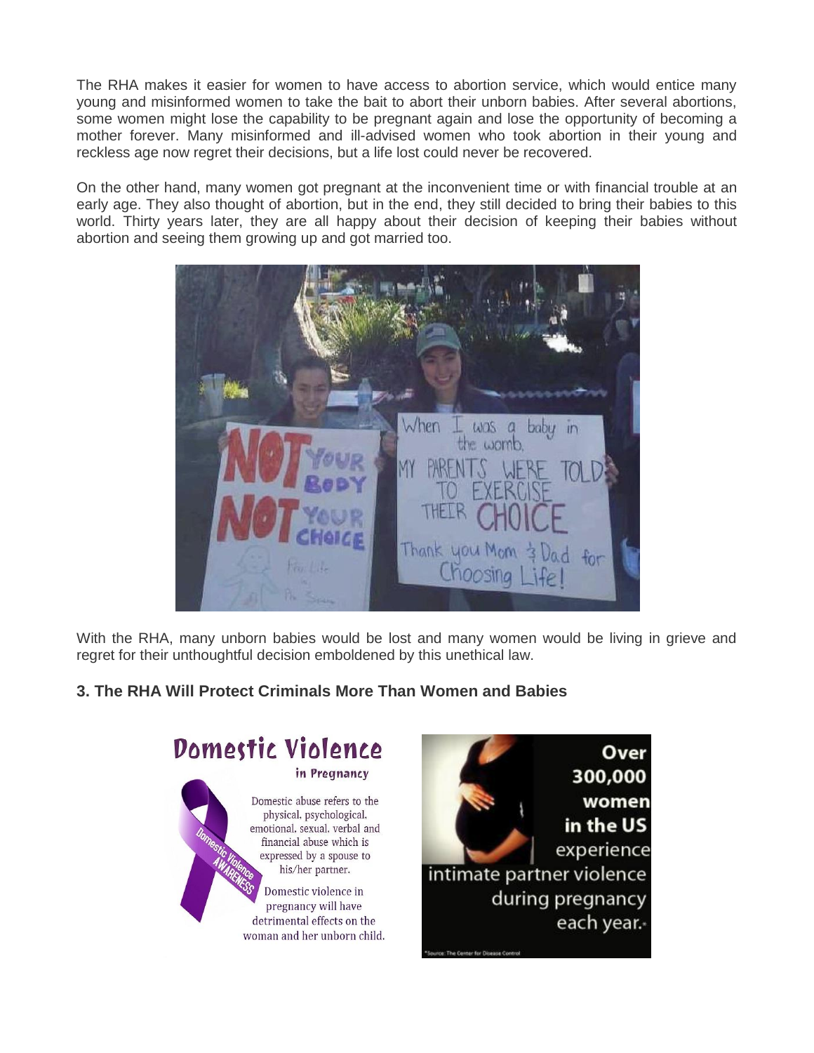The RHA makes it easier for women to have access to abortion service, which would entice many young and misinformed women to take the bait to abort their unborn babies. After several abortions, some women might lose the capability to be pregnant again and lose the opportunity of becoming a mother forever. Many misinformed and ill-advised women who took abortion in their young and reckless age now regret their decisions, but a life lost could never be recovered.

On the other hand, many women got pregnant at the inconvenient time or with financial trouble at an early age. They also thought of abortion, but in the end, they still decided to bring their babies to this world. Thirty years later, they are all happy about their decision of keeping their babies without abortion and seeing them growing up and got married too.

With the RHA, many unborn babies would be lost and many women would be living in grieve and regret for their unthoughtful decision emboldened by this unethical law.

### 3. The RHA Will Protect Criminals More Than Women and Babies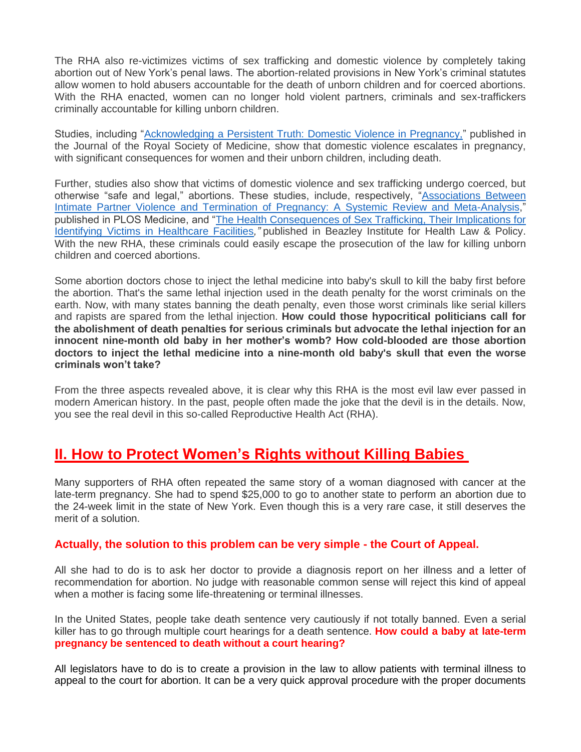The RHA also re-victimizes victims of sex trafficking and domestic violence by completely taking abortion out of New York's penal laws. The abortion-related provisions in New York's criminal statutes allow women to hold abusers accountable for the death of unborn children and for coerced abortions. With the RHA enacted, women can no longer hold violent partners, criminals and sex-traffickers criminally accountable for killing unborn children.

Studies, including "Acknowledging a Persistent Truth: Domestic Violence in Pregnancy," published in the Journal of the Royal Society of Medicine, show that domestic violence escalates in pregnancy, with significant consequences for women and their unborn children, including death.

Further, studies also show that victims of domestic violence and sex trafficking undergo coerced, but otherwise "safe and legal," abortions. These studies, include, respectively, "Associations Between Intimate Partner Violence and Termination of Pregnancy: A Systemic Review and Meta-Analysis," published in PLOS Medicine, and "The Health Consequences of Sex Trafficking, Their Implications for Identifying Victims in Healthcare Facilities*,"* published in Beazley Institute for Health Law & Policy. With the new RHA, these criminals could easily escape the prosecution of the law for killing unborn children and coerced abortions.

Some abortion doctors chose to inject the lethal medicine into baby's skull to kill the baby first before the abortion. That's the same lethal injection used in the death penalty for the worst criminals on the earth. Now, with many states banning the death penalty, even those worst criminals like serial killers and rapists are spared from the lethal injection. **How could those hypocritical politicians call for the abolishment of death penalties for serious criminals but advocate the lethal injection for an innocent nine-month old baby in her mother's womb? How cold-blooded are those abortion doctors to inject the lethal medicine into a nine-month old baby's skull that even the worse criminals won't take?**

From the three aspects revealed above, it is clear why this RHA is the most evil law ever passed in modern American history. In the past, people often made the joke that the devil is in the details. Now, you see the real devil in this so-called Reproductive Health Act (RHA).

## II. How to Protect Women's Rights without Killing Babies

Many supporters of RHA often repeated the same story of a woman diagnosed with cancer at the late-term pregnancy. She had to spend $25,000 to go to another state to perform an abortion due to the 24-week limit in the state of New York. Even though this is a very rare case, it still deserves the merit of a solution.

**Actually, the solution to this problem can be very simple - the Court of Appeal.**

All she had to do is to ask her doctor to provide a diagnosis report on her illness and a letter of recommendation for abortion. No judge with reasonable common sense will reject this kind of appeal when a mother is facing some life-threatening or terminal illnesses.

In the United States, people take death sentence very cautiously if not totally banned. Even a serial killer has to go through multiple court hearings for a death sentence. **How could a baby at late-term pregnancy be sentenced to death without a court hearing?**

All legislators have to do is to create a provision in the law to allow patients with terminal illness to appeal to the court for abortion. It can be a very quick approval procedure with the proper documents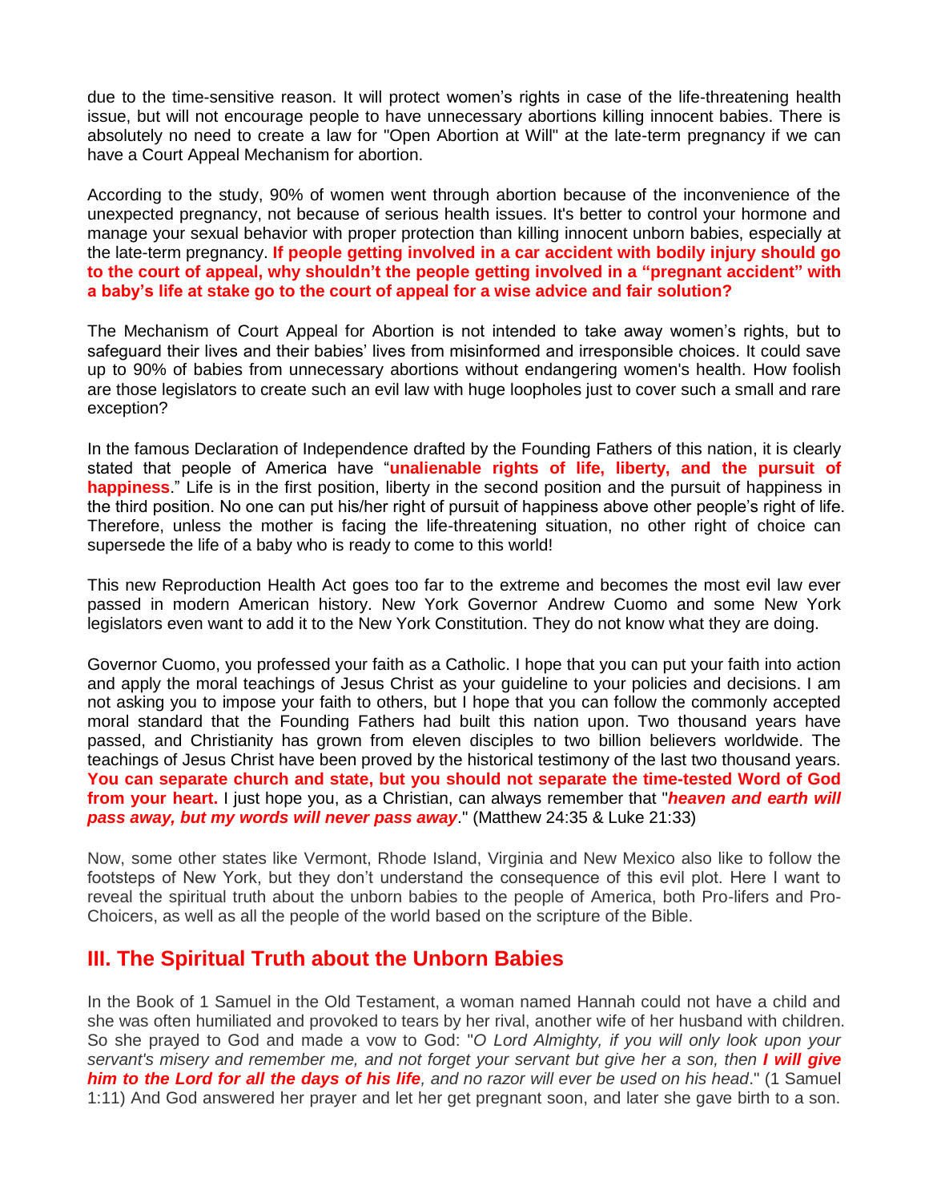due to the time-sensitive reason. It will protect women's rights in case of the life-threatening health issue, but will not encourage people to have unnecessary abortions killing innocent babies. There is absolutely no need to create a law for "Open Abortion at Will" at the late-term pregnancy if we can have a Court Appeal Mechanism for abortion.

According to the study, 90% of women went through abortion because of the inconvenience of the unexpected pregnancy, not because of serious health issues. It's better to control your hormone and manage your sexual behavior with proper protection than killing innocent unborn babies, especially at the late-term pregnancy. **If people getting involved in a car accident with bodily injury should go to the court of appeal, why shouldn't the people getting involved in a "pregnant accident" with a baby's life at stake go to the court of appeal for a wise advice and fair solution?**

The Mechanism of Court Appeal for Abortion is not intended to take away women's rights, but to safeguard their lives and their babies' lives from misinformed and irresponsible choices. It could save up to 90% of babies from unnecessary abortions without endangering women's health. How foolish are those legislators to create such an evil law with huge loopholes just to cover such a small and rare exception?

In the famous Declaration of Independence drafted by the Founding Fathers of this nation, it is clearly stated that people of America have "**unalienable rights of life, liberty, and the pursuit of happiness**." Life is in the first position, liberty in the second position and the pursuit of happiness in the third position. No one can put his/her right of pursuit of happiness above other people's right of life. Therefore, unless the mother is facing the life-threatening situation, no other right of choice can supersede the life of a baby who is ready to come to this world!

This new Reproduction Health Act goes too far to the extreme and becomes the most evil law ever passed in modern American history. New York Governor Andrew Cuomo and some New York legislators even want to add it to the New York Constitution. They do not know what they are doing.

Governor Cuomo, you professed your faith as a Catholic. I hope that you can put your faith into action and apply the moral teachings of Jesus Christ as your guideline to your policies and decisions. I am not asking you to impose your faith to others, but I hope that you can follow the commonly accepted moral standard that the Founding Fathers had built this nation upon. Two thousand years have passed, and Christianity has grown from eleven disciples to two billion believers worldwide. The teachings of Jesus Christ have been proved by the historical testimony of the last two thousand years. **You can separate church and state, but you should not separate the time-tested Word of God from your heart.** I just hope you, as a Christian, can always remember that "***heaven and earth will pass away, but my words will never pass away***." (Matthew 24:35 & Luke 21:33)

Now, some other states like Vermont, Rhode Island, Virginia and New Mexico also like to follow the footsteps of New York, but they don't understand the consequence of this evil plot. Here I want to reveal the spiritual truth about the unborn babies to the people of America, both Pro-lifers and Pro-Choicers, as well as all the people of the world based on the scripture of the Bible.

## III. The Spiritual Truth about the Unborn Babies

In the Book of 1 Samuel in the Old Testament, a woman named Hannah could not have a child and she was often humiliated and provoked to tears by her rival, another wife of her husband with children. So she prayed to God and made a vow to God: "*O Lord Almighty, if you will only look upon your servant's misery and remember me, and not forget your servant but give her a son, then **I will give him to the Lord for all the days of his life**, and no razor will ever be used on his head*." (1 Samuel 1:11) And God answered her prayer and let her get pregnant soon, and later she gave birth to a son.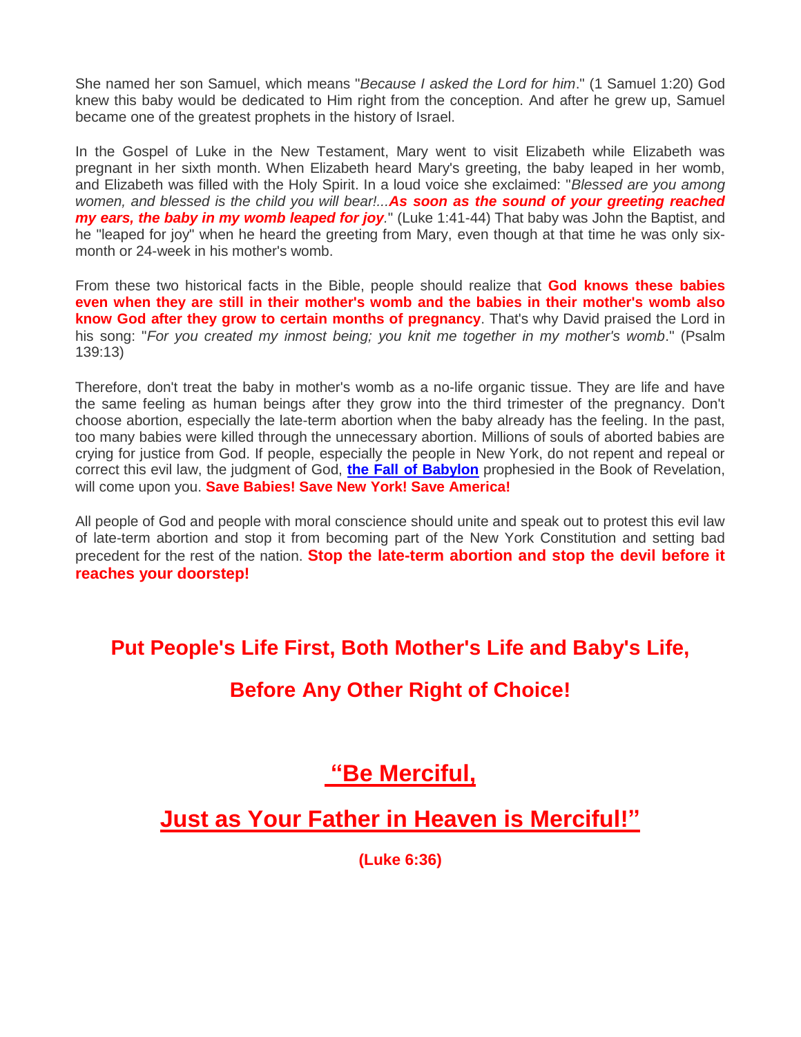She named her son Samuel, which means "*Because I asked the Lord for him*." (1 Samuel 1:20) God knew this baby would be dedicated to Him right from the conception. And after he grew up, Samuel became one of the greatest prophets in the history of Israel.

In the Gospel of Luke in the New Testament, Mary went to visit Elizabeth while Elizabeth was pregnant in her sixth month. When Elizabeth heard Mary's greeting, the baby leaped in her womb, and Elizabeth was filled with the Holy Spirit. In a loud voice she exclaimed: "*Blessed are you among women, and blessed is the child you will bear!...**As soon as the sound of your greeting reached my ears, the baby in my womb leaped for joy***." (Luke 1:41-44) That baby was John the Baptist, and he "leaped for joy" when he heard the greeting from Mary, even though at that time he was only six-month or 24-week in his mother's womb.

From these two historical facts in the Bible, people should realize that **God knows these babies even when they are still in their mother's womb and the babies in their mother's womb also know God after they grow to certain months of pregnancy**. That's why David praised the Lord in his song: "*For you created my inmost being; you knit me together in my mother's womb*." (Psalm 139:13)

Therefore, don't treat the baby in mother's womb as a no-life organic tissue. They are life and have the same feeling as human beings after they grow into the third trimester of the pregnancy. Don't choose abortion, especially the late-term abortion when the baby already has the feeling. In the past, too many babies were killed through the unnecessary abortion. Millions of souls of aborted babies are crying for justice from God. If people, especially the people in New York, do not repent and repeal or correct this evil law, the judgment of God, **the Fall of Babylon** prophesied in the Book of Revelation, will come upon you. **Save Babies! Save New York! Save America!**

All people of God and people with moral conscience should unite and speak out to protest this evil law of late-term abortion and stop it from becoming part of the New York Constitution and setting bad precedent for the rest of the nation. **Stop the late-term abortion and stop the devil before it reaches your doorstep!**

## Put People's Life First, Both Mother's Life and Baby's Life,

## Before Any Other Right of Choice!

# "Be Merciful,

# Just as Your Father in Heaven is Merciful!"

**(Luke 6:36)**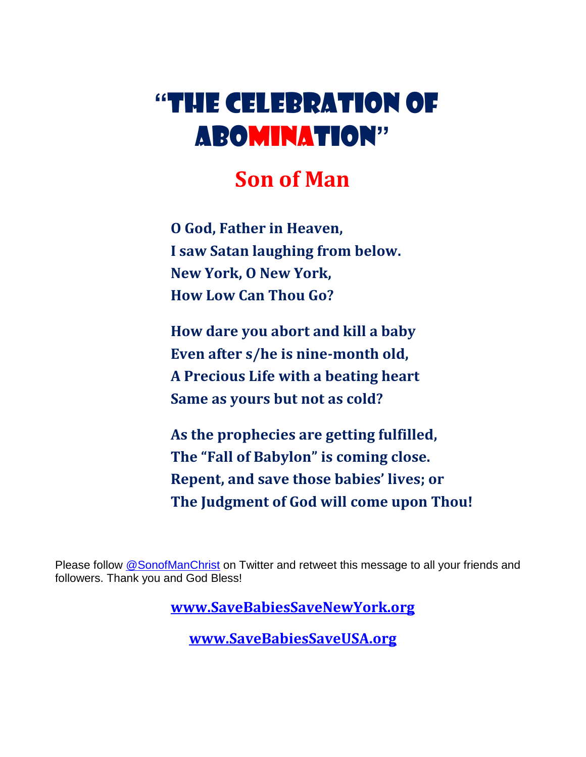# "The Celebration of Abomination"

## Son of Man

**O God, Father in Heaven,**
**I saw Satan laughing from below.**
**New York, O New York,**
**How Low Can Thou Go?**

**How dare you abort and kill a baby**
**Even after s/he is nine-month old,**
**A Precious Life with a beating heart**
**Same as yours but not as cold?**

**As the prophecies are getting fulfilled,**
**The "Fall of Babylon" is coming close.**
**Repent, and save those babies' lives; or**
**The Judgment of God will come upon Thou!**

Please follow @SonofManChrist on Twitter and retweet this message to all your friends and followers. Thank you and God Bless!

**www.SaveBabiesSaveNewYork.org**

**www.SaveBabiesSaveUSA.org**